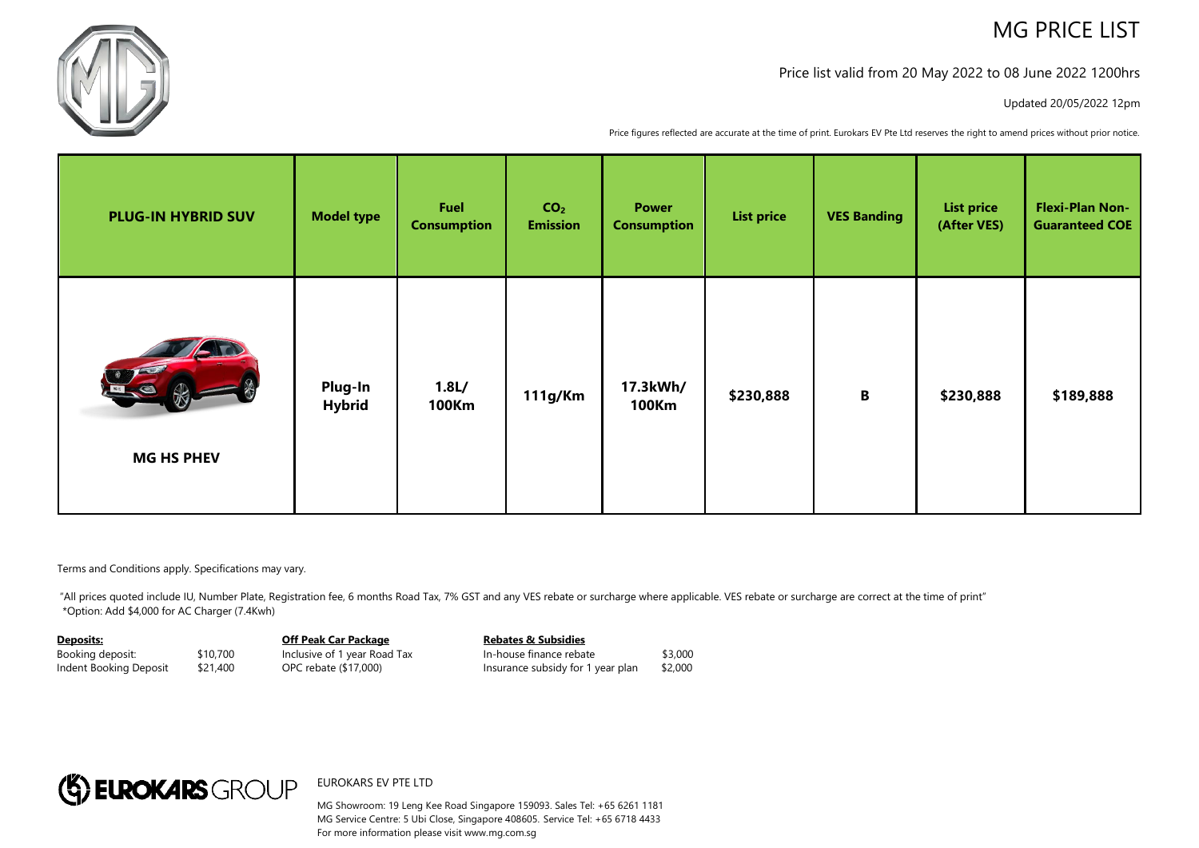# MG PRICE LIST

Price list valid from 20 May 2022 to 08 June 2022 1200hrs

Updated 20/05/2022 12pm

Price figures reflected are accurate at the time of print. Eurokars EV Pte Ltd reserves the right to amend prices without prior notice.

| PLUG-IN HYBRID SUV | Model type | Fuel Consumption | $CO_2$ Emission | Power Consumption | List price | VES Banding | List price (After VES) | Flexi-Plan Non-Guaranteed COE |
|---|---|---|---|---|---|---|---|---|
| MG HS PHEV | Plug-In Hybrid | 1.8L/ 100Km | 111g/Km | 17.3kWh/ 100Km | $230,888 | B | $230,888 | $189,888 |

Terms and Conditions apply. Specifications may vary.

"All prices quoted include IU, Number Plate, Registration fee, 6 months Road Tax, 7% GST and any VES rebate or surcharge where applicable. VES rebate or surcharge are correct at the time of print"
*Option: Add $4,000 for AC Charger (7.4Kwh)

**Deposits:**

| | |
|---|---|
| Booking deposit: | $10,700 |
| Indent Booking Deposit | $21,400 |

**Off Peak Car Package**

Inclusive of 1 year Road Tax
OPC rebate ($17,000)

**Rebates & Subsidies**

| | |
|---|---|
| In-house finance rebate | $3,000 |
| Insurance subsidy for 1 year plan | $2,000 |

EUROKARS GROUP

EUROKARS EV PTE LTD

MG Showroom: 19 Leng Kee Road Singapore 159093. Sales Tel: +65 6261 1181
MG Service Centre: 5 Ubi Close, Singapore 408605. Service Tel: +65 6718 4433
For more information please visit www.mg.com.sg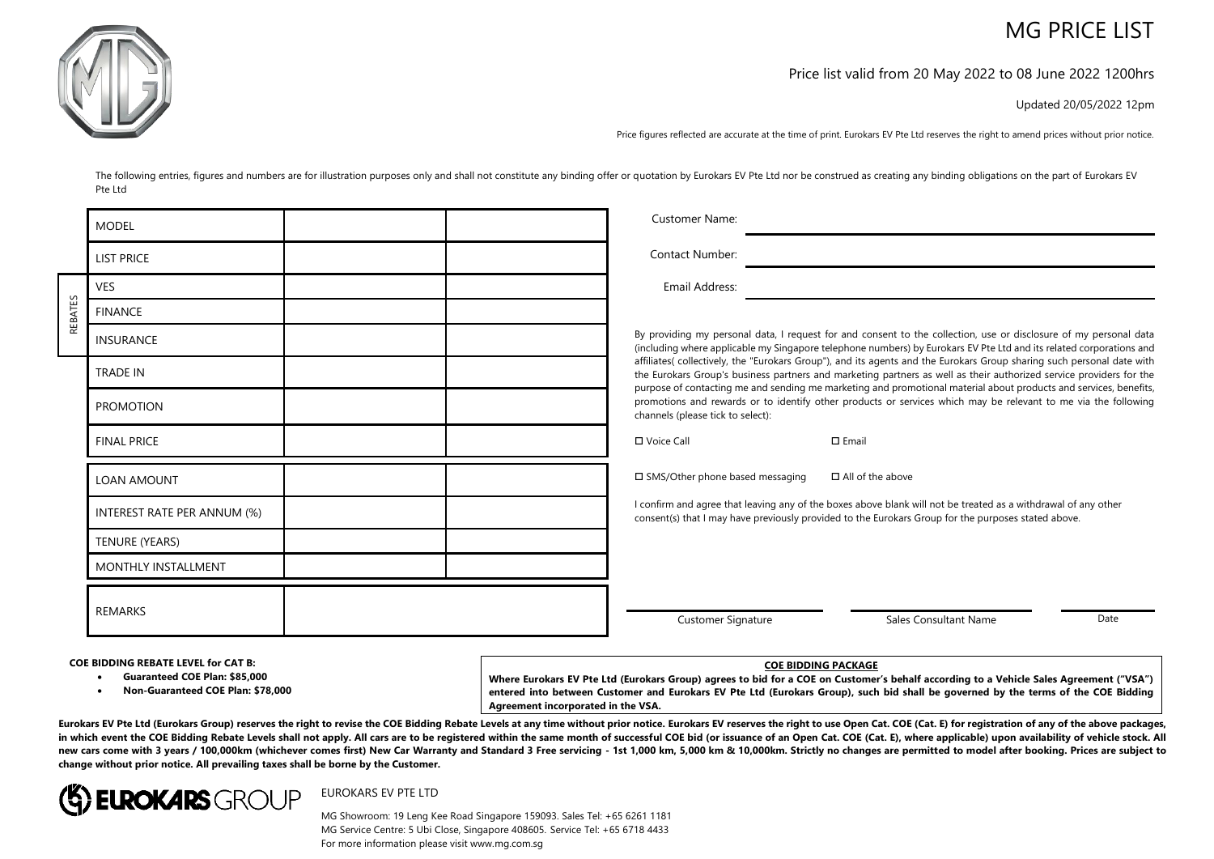# MG PRICE LIST

Price list valid from 20 May 2022 to 08 June 2022 1200hrs

Updated 20/05/2022 12pm

Price figures reflected are accurate at the time of print. Eurokars EV Pte Ltd reserves the right to amend prices without prior notice.

The following entries, figures and numbers are for illustration purposes only and shall not constitute any binding offer or quotation by Eurokars EV Pte Ltd nor be construed as creating any binding obligations on the part of Eurokars EV Pte Ltd

| | | | |
|---|---|---|---|
| | MODEL | | |
| | LIST PRICE | | |
| REBATES | VES | | |
| | FINANCE | | |
| | INSURANCE | | |
| | TRADE IN | | |
| | PROMOTION | | |
| | FINAL PRICE | | |
| | LOAN AMOUNT | | |
| | INTEREST RATE PER ANNUM (%) | | |
| | TENURE (YEARS) | | |
| | MONTHLY INSTALLMENT | | |
| | REMARKS | | |

Customer Name: ____________________

Contact Number: ____________________

Email Address: ____________________

By providing my personal data, I request for and consent to the collection, use or disclosure of my personal data (including where applicable my Singapore telephone numbers) by Eurokars EV Pte Ltd and its related corporations and affiliates( collectively, the "Eurokars Group"), and its agents and the Eurokars Group sharing such personal date with the Eurokars Group's business partners and marketing partners as well as their authorized service providers for the purpose of contacting me and sending me marketing and promotional material about products and services, benefits, promotions and rewards or to identify other products or services which may be relevant to me via the following channels (please tick to select):

☐ Voice Call ☐ Email

☐ SMS/Other phone based messaging ☐ All of the above

I confirm and agree that leaving any of the boxes above blank will not be treated as a withdrawal of any other consent(s) that I may have previously provided to the Eurokars Group for the purposes stated above.

Customer Signature | Sales Consultant Name | Date

**COE BIDDING REBATE LEVEL for CAT B:**

- **Guaranteed COE Plan: $85,000**
- **Non-Guaranteed COE Plan: $78,000**

**COE BIDDING PACKAGE**

**Where Eurokars EV Pte Ltd (Eurokars Group) agrees to bid for a COE on Customer's behalf according to a Vehicle Sales Agreement ("VSA") entered into between Customer and Eurokars EV Pte Ltd (Eurokars Group), such bid shall be governed by the terms of the COE Bidding Agreement incorporated in the VSA.**

**Eurokars EV Pte Ltd (Eurokars Group) reserves the right to revise the COE Bidding Rebate Levels at any time without prior notice. Eurokars EV reserves the right to use Open Cat. COE (Cat. E) for registration of any of the above packages, in which event the COE Bidding Rebate Levels shall not apply. All cars are to be registered within the same month of successful COE bid (or issuance of an Open Cat. COE (Cat. E), where applicable) upon availability of vehicle stock. All new cars come with 3 years / 100,000km (whichever comes first) New Car Warranty and Standard 3 Free servicing - 1st 1,000 km, 5,000 km & 10,000km. Strictly no changes are permitted to model after booking. Prices are subject to change without prior notice. All prevailing taxes shall be borne by the Customer.**

EUROKARS GROUP

EUROKARS EV PTE LTD

MG Showroom: 19 Leng Kee Road Singapore 159093. Sales Tel: +65 6261 1181
MG Service Centre: 5 Ubi Close, Singapore 408605. Service Tel: +65 6718 4433
For more information please visit www.mg.com.sg